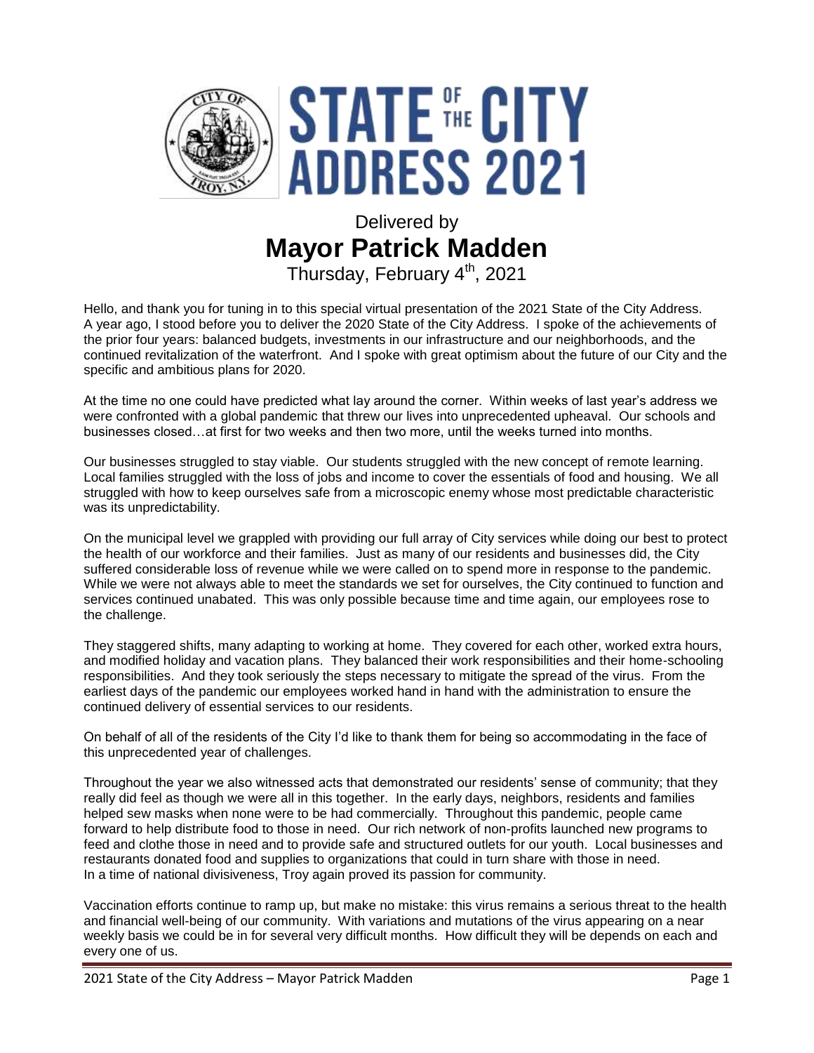# STATE OF THE CITY ADDRESS 2021

## Delivered by

# Mayor Patrick Madden

Thursday, February 4th, 2021

Hello, and thank you for tuning in to this special virtual presentation of the 2021 State of the City Address. A year ago, I stood before you to deliver the 2020 State of the City Address. I spoke of the achievements of the prior four years: balanced budgets, investments in our infrastructure and our neighborhoods, and the continued revitalization of the waterfront. And I spoke with great optimism about the future of our City and the specific and ambitious plans for 2020.

At the time no one could have predicted what lay around the corner. Within weeks of last year's address we were confronted with a global pandemic that threw our lives into unprecedented upheaval. Our schools and businesses closed…at first for two weeks and then two more, until the weeks turned into months.

Our businesses struggled to stay viable. Our students struggled with the new concept of remote learning. Local families struggled with the loss of jobs and income to cover the essentials of food and housing. We all struggled with how to keep ourselves safe from a microscopic enemy whose most predictable characteristic was its unpredictability.

On the municipal level we grappled with providing our full array of City services while doing our best to protect the health of our workforce and their families. Just as many of our residents and businesses did, the City suffered considerable loss of revenue while we were called on to spend more in response to the pandemic. While we were not always able to meet the standards we set for ourselves, the City continued to function and services continued unabated. This was only possible because time and time again, our employees rose to the challenge.

They staggered shifts, many adapting to working at home. They covered for each other, worked extra hours, and modified holiday and vacation plans. They balanced their work responsibilities and their home-schooling responsibilities. And they took seriously the steps necessary to mitigate the spread of the virus. From the earliest days of the pandemic our employees worked hand in hand with the administration to ensure the continued delivery of essential services to our residents.

On behalf of all of the residents of the City I'd like to thank them for being so accommodating in the face of this unprecedented year of challenges.

Throughout the year we also witnessed acts that demonstrated our residents' sense of community; that they really did feel as though we were all in this together. In the early days, neighbors, residents and families helped sew masks when none were to be had commercially. Throughout this pandemic, people came forward to help distribute food to those in need. Our rich network of non-profits launched new programs to feed and clothe those in need and to provide safe and structured outlets for our youth. Local businesses and restaurants donated food and supplies to organizations that could in turn share with those in need. In a time of national divisiveness, Troy again proved its passion for community.

Vaccination efforts continue to ramp up, but make no mistake: this virus remains a serious threat to the health and financial well-being of our community. With variations and mutations of the virus appearing on a near weekly basis we could be in for several very difficult months. How difficult they will be depends on each and every one of us.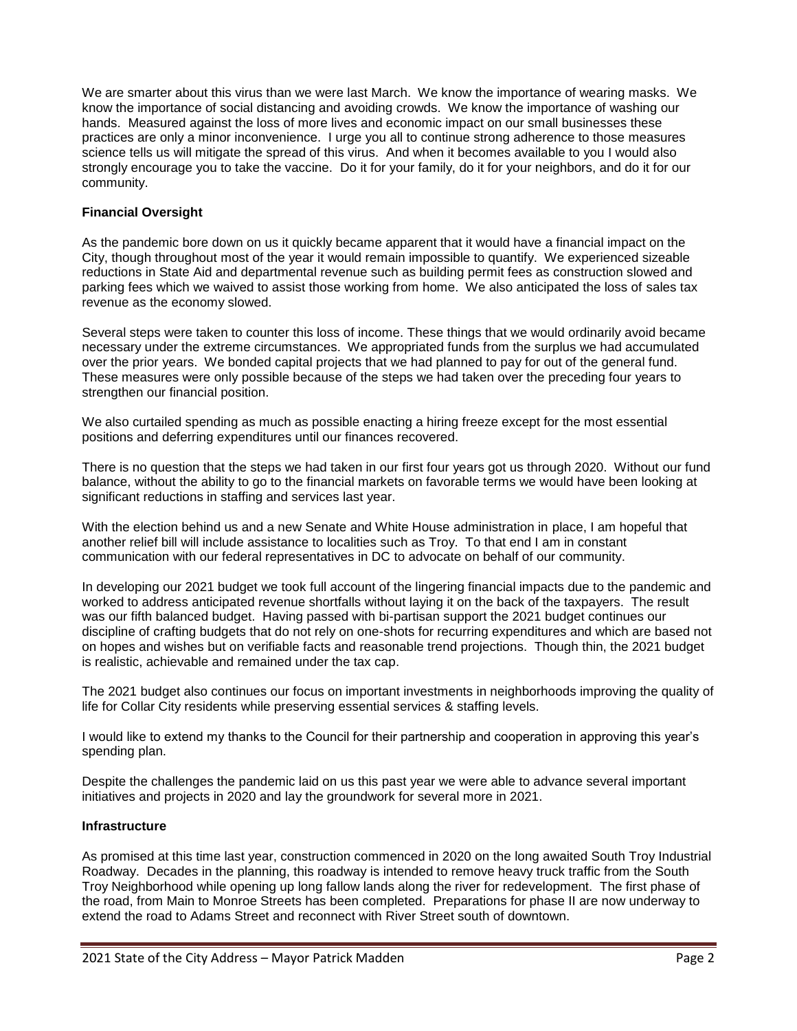We are smarter about this virus than we were last March. We know the importance of wearing masks. We know the importance of social distancing and avoiding crowds. We know the importance of washing our hands. Measured against the loss of more lives and economic impact on our small businesses these practices are only a minor inconvenience. I urge you all to continue strong adherence to those measures science tells us will mitigate the spread of this virus. And when it becomes available to you I would also strongly encourage you to take the vaccine. Do it for your family, do it for your neighbors, and do it for our community.

**Financial Oversight**

As the pandemic bore down on us it quickly became apparent that it would have a financial impact on the City, though throughout most of the year it would remain impossible to quantify. We experienced sizeable reductions in State Aid and departmental revenue such as building permit fees as construction slowed and parking fees which we waived to assist those working from home. We also anticipated the loss of sales tax revenue as the economy slowed.

Several steps were taken to counter this loss of income. These things that we would ordinarily avoid became necessary under the extreme circumstances. We appropriated funds from the surplus we had accumulated over the prior years. We bonded capital projects that we had planned to pay for out of the general fund. These measures were only possible because of the steps we had taken over the preceding four years to strengthen our financial position.

We also curtailed spending as much as possible enacting a hiring freeze except for the most essential positions and deferring expenditures until our finances recovered.

There is no question that the steps we had taken in our first four years got us through 2020. Without our fund balance, without the ability to go to the financial markets on favorable terms we would have been looking at significant reductions in staffing and services last year.

With the election behind us and a new Senate and White House administration in place, I am hopeful that another relief bill will include assistance to localities such as Troy. To that end I am in constant communication with our federal representatives in DC to advocate on behalf of our community.

In developing our 2021 budget we took full account of the lingering financial impacts due to the pandemic and worked to address anticipated revenue shortfalls without laying it on the back of the taxpayers. The result was our fifth balanced budget. Having passed with bi-partisan support the 2021 budget continues our discipline of crafting budgets that do not rely on one-shots for recurring expenditures and which are based not on hopes and wishes but on verifiable facts and reasonable trend projections. Though thin, the 2021 budget is realistic, achievable and remained under the tax cap.

The 2021 budget also continues our focus on important investments in neighborhoods improving the quality of life for Collar City residents while preserving essential services & staffing levels.

I would like to extend my thanks to the Council for their partnership and cooperation in approving this year's spending plan.

Despite the challenges the pandemic laid on us this past year we were able to advance several important initiatives and projects in 2020 and lay the groundwork for several more in 2021.

**Infrastructure**

As promised at this time last year, construction commenced in 2020 on the long awaited South Troy Industrial Roadway. Decades in the planning, this roadway is intended to remove heavy truck traffic from the South Troy Neighborhood while opening up long fallow lands along the river for redevelopment. The first phase of the road, from Main to Monroe Streets has been completed. Preparations for phase II are now underway to extend the road to Adams Street and reconnect with River Street south of downtown.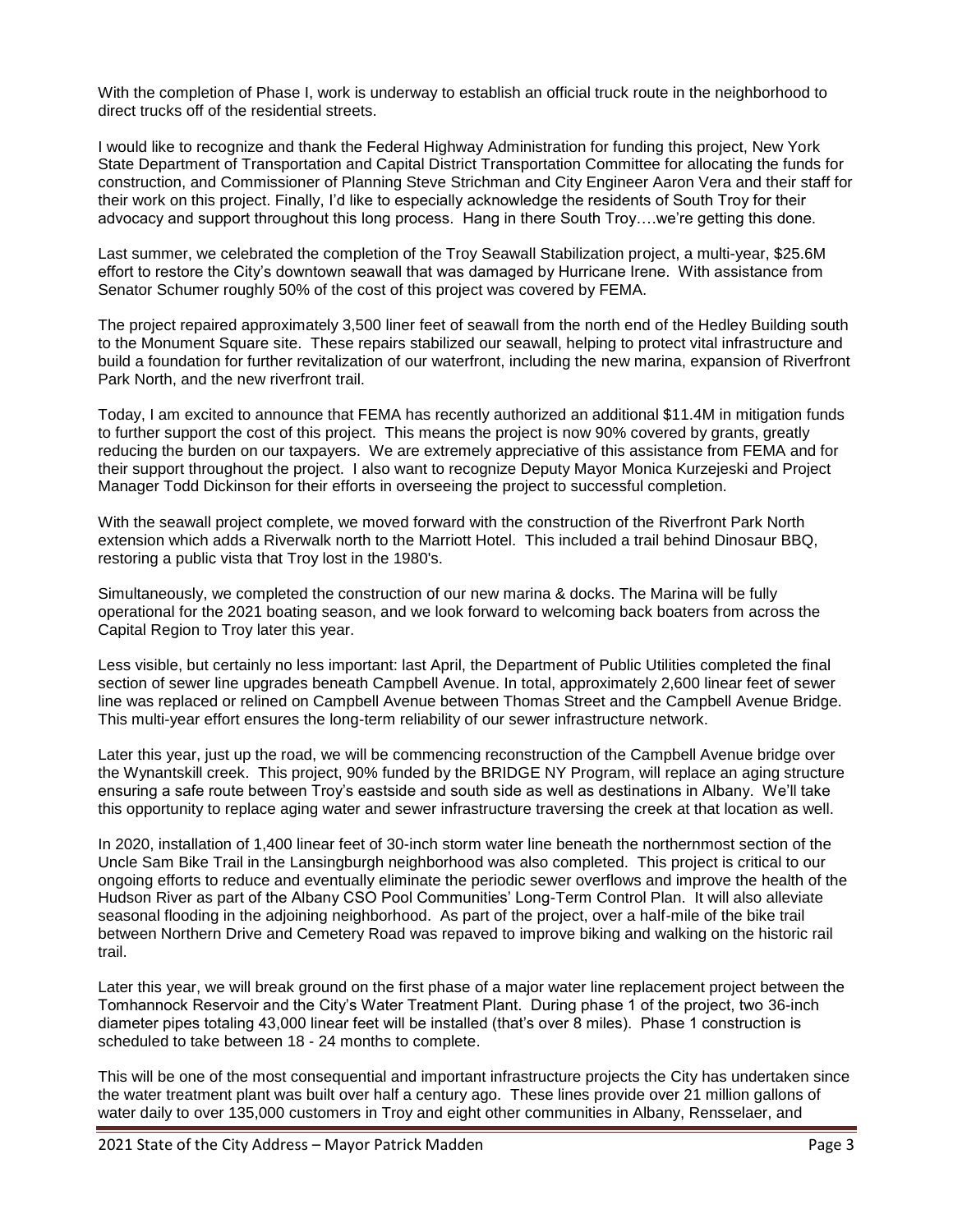With the completion of Phase I, work is underway to establish an official truck route in the neighborhood to direct trucks off of the residential streets.

I would like to recognize and thank the Federal Highway Administration for funding this project, New York State Department of Transportation and Capital District Transportation Committee for allocating the funds for construction, and Commissioner of Planning Steve Strichman and City Engineer Aaron Vera and their staff for their work on this project. Finally, I'd like to especially acknowledge the residents of South Troy for their advocacy and support throughout this long process. Hang in there South Troy….we're getting this done.

Last summer, we celebrated the completion of the Troy Seawall Stabilization project, a multi-year, $25.6M effort to restore the City's downtown seawall that was damaged by Hurricane Irene. With assistance from Senator Schumer roughly 50% of the cost of this project was covered by FEMA.

The project repaired approximately 3,500 liner feet of seawall from the north end of the Hedley Building south to the Monument Square site. These repairs stabilized our seawall, helping to protect vital infrastructure and build a foundation for further revitalization of our waterfront, including the new marina, expansion of Riverfront Park North, and the new riverfront trail.

Today, I am excited to announce that FEMA has recently authorized an additional $11.4M in mitigation funds to further support the cost of this project. This means the project is now 90% covered by grants, greatly reducing the burden on our taxpayers. We are extremely appreciative of this assistance from FEMA and for their support throughout the project. I also want to recognize Deputy Mayor Monica Kurzejeski and Project Manager Todd Dickinson for their efforts in overseeing the project to successful completion.

With the seawall project complete, we moved forward with the construction of the Riverfront Park North extension which adds a Riverwalk north to the Marriott Hotel. This included a trail behind Dinosaur BBQ, restoring a public vista that Troy lost in the 1980's.

Simultaneously, we completed the construction of our new marina & docks. The Marina will be fully operational for the 2021 boating season, and we look forward to welcoming back boaters from across the Capital Region to Troy later this year.

Less visible, but certainly no less important: last April, the Department of Public Utilities completed the final section of sewer line upgrades beneath Campbell Avenue. In total, approximately 2,600 linear feet of sewer line was replaced or relined on Campbell Avenue between Thomas Street and the Campbell Avenue Bridge. This multi-year effort ensures the long-term reliability of our sewer infrastructure network.

Later this year, just up the road, we will be commencing reconstruction of the Campbell Avenue bridge over the Wynantskill creek. This project, 90% funded by the BRIDGE NY Program, will replace an aging structure ensuring a safe route between Troy's eastside and south side as well as destinations in Albany. We'll take this opportunity to replace aging water and sewer infrastructure traversing the creek at that location as well.

In 2020, installation of 1,400 linear feet of 30-inch storm water line beneath the northernmost section of the Uncle Sam Bike Trail in the Lansingburgh neighborhood was also completed. This project is critical to our ongoing efforts to reduce and eventually eliminate the periodic sewer overflows and improve the health of the Hudson River as part of the Albany CSO Pool Communities' Long-Term Control Plan. It will also alleviate seasonal flooding in the adjoining neighborhood. As part of the project, over a half-mile of the bike trail between Northern Drive and Cemetery Road was repaved to improve biking and walking on the historic rail trail.

Later this year, we will break ground on the first phase of a major water line replacement project between the Tomhannock Reservoir and the City's Water Treatment Plant. During phase 1 of the project, two 36-inch diameter pipes totaling 43,000 linear feet will be installed (that's over 8 miles). Phase 1 construction is scheduled to take between 18 - 24 months to complete.

This will be one of the most consequential and important infrastructure projects the City has undertaken since the water treatment plant was built over half a century ago. These lines provide over 21 million gallons of water daily to over 135,000 customers in Troy and eight other communities in Albany, Rensselaer, and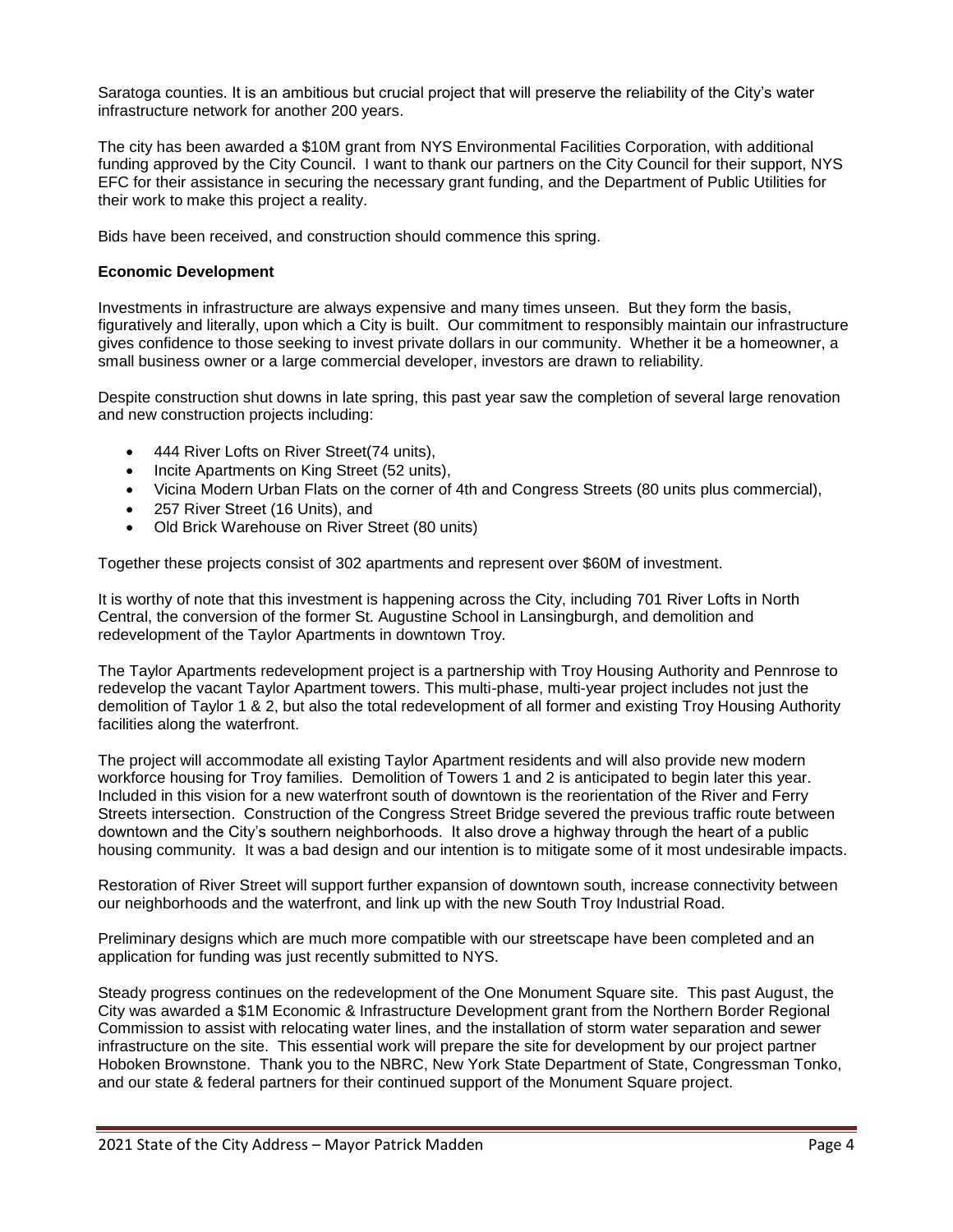Saratoga counties. It is an ambitious but crucial project that will preserve the reliability of the City's water infrastructure network for another 200 years.

The city has been awarded a $10M grant from NYS Environmental Facilities Corporation, with additional funding approved by the City Council. I want to thank our partners on the City Council for their support, NYS EFC for their assistance in securing the necessary grant funding, and the Department of Public Utilities for their work to make this project a reality.

Bids have been received, and construction should commence this spring.

**Economic Development**

Investments in infrastructure are always expensive and many times unseen. But they form the basis, figuratively and literally, upon which a City is built. Our commitment to responsibly maintain our infrastructure gives confidence to those seeking to invest private dollars in our community. Whether it be a homeowner, a small business owner or a large commercial developer, investors are drawn to reliability.

Despite construction shut downs in late spring, this past year saw the completion of several large renovation and new construction projects including:

- 444 River Lofts on River Street(74 units),
- Incite Apartments on King Street (52 units),
- Vicina Modern Urban Flats on the corner of 4th and Congress Streets (80 units plus commercial),
- 257 River Street (16 Units), and
- Old Brick Warehouse on River Street (80 units)

Together these projects consist of 302 apartments and represent over $60M of investment.

It is worthy of note that this investment is happening across the City, including 701 River Lofts in North Central, the conversion of the former St. Augustine School in Lansingburgh, and demolition and redevelopment of the Taylor Apartments in downtown Troy.

The Taylor Apartments redevelopment project is a partnership with Troy Housing Authority and Pennrose to redevelop the vacant Taylor Apartment towers. This multi-phase, multi-year project includes not just the demolition of Taylor 1 & 2, but also the total redevelopment of all former and existing Troy Housing Authority facilities along the waterfront.

The project will accommodate all existing Taylor Apartment residents and will also provide new modern workforce housing for Troy families. Demolition of Towers 1 and 2 is anticipated to begin later this year. Included in this vision for a new waterfront south of downtown is the reorientation of the River and Ferry Streets intersection. Construction of the Congress Street Bridge severed the previous traffic route between downtown and the City's southern neighborhoods. It also drove a highway through the heart of a public housing community. It was a bad design and our intention is to mitigate some of it most undesirable impacts.

Restoration of River Street will support further expansion of downtown south, increase connectivity between our neighborhoods and the waterfront, and link up with the new South Troy Industrial Road.

Preliminary designs which are much more compatible with our streetscape have been completed and an application for funding was just recently submitted to NYS.

Steady progress continues on the redevelopment of the One Monument Square site. This past August, the City was awarded a $1M Economic & Infrastructure Development grant from the Northern Border Regional Commission to assist with relocating water lines, and the installation of storm water separation and sewer infrastructure on the site. This essential work will prepare the site for development by our project partner Hoboken Brownstone. Thank you to the NBRC, New York State Department of State, Congressman Tonko, and our state & federal partners for their continued support of the Monument Square project.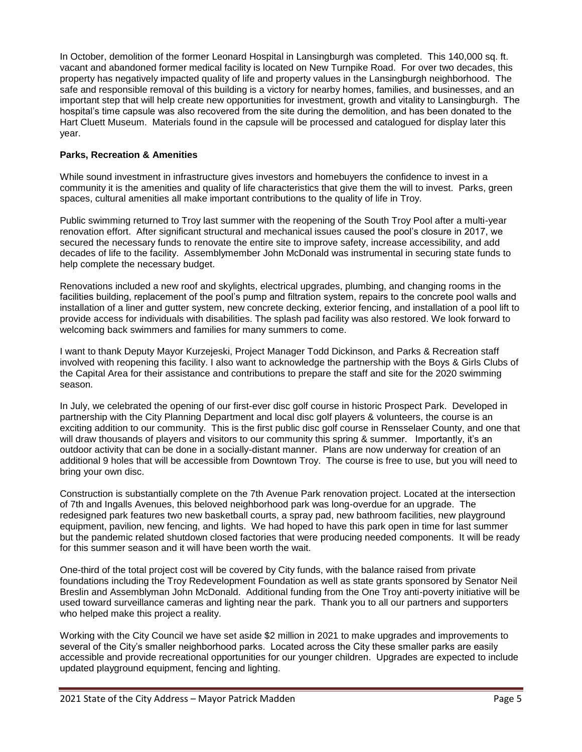In October, demolition of the former Leonard Hospital in Lansingburgh was completed. This 140,000 sq. ft. vacant and abandoned former medical facility is located on New Turnpike Road. For over two decades, this property has negatively impacted quality of life and property values in the Lansingburgh neighborhood. The safe and responsible removal of this building is a victory for nearby homes, families, and businesses, and an important step that will help create new opportunities for investment, growth and vitality to Lansingburgh. The hospital's time capsule was also recovered from the site during the demolition, and has been donated to the Hart Cluett Museum. Materials found in the capsule will be processed and catalogued for display later this year.

**Parks, Recreation & Amenities**

While sound investment in infrastructure gives investors and homebuyers the confidence to invest in a community it is the amenities and quality of life characteristics that give them the will to invest. Parks, green spaces, cultural amenities all make important contributions to the quality of life in Troy.

Public swimming returned to Troy last summer with the reopening of the South Troy Pool after a multi-year renovation effort. After significant structural and mechanical issues caused the pool's closure in 2017, we secured the necessary funds to renovate the entire site to improve safety, increase accessibility, and add decades of life to the facility. Assemblymember John McDonald was instrumental in securing state funds to help complete the necessary budget.

Renovations included a new roof and skylights, electrical upgrades, plumbing, and changing rooms in the facilities building, replacement of the pool's pump and filtration system, repairs to the concrete pool walls and installation of a liner and gutter system, new concrete decking, exterior fencing, and installation of a pool lift to provide access for individuals with disabilities. The splash pad facility was also restored. We look forward to welcoming back swimmers and families for many summers to come.

I want to thank Deputy Mayor Kurzejeski, Project Manager Todd Dickinson, and Parks & Recreation staff involved with reopening this facility. I also want to acknowledge the partnership with the Boys & Girls Clubs of the Capital Area for their assistance and contributions to prepare the staff and site for the 2020 swimming season.

In July, we celebrated the opening of our first-ever disc golf course in historic Prospect Park. Developed in partnership with the City Planning Department and local disc golf players & volunteers, the course is an exciting addition to our community. This is the first public disc golf course in Rensselaer County, and one that will draw thousands of players and visitors to our community this spring & summer. Importantly, it's an outdoor activity that can be done in a socially-distant manner. Plans are now underway for creation of an additional 9 holes that will be accessible from Downtown Troy. The course is free to use, but you will need to bring your own disc.

Construction is substantially complete on the 7th Avenue Park renovation project. Located at the intersection of 7th and Ingalls Avenues, this beloved neighborhood park was long-overdue for an upgrade. The redesigned park features two new basketball courts, a spray pad, new bathroom facilities, new playground equipment, pavilion, new fencing, and lights. We had hoped to have this park open in time for last summer but the pandemic related shutdown closed factories that were producing needed components. It will be ready for this summer season and it will have been worth the wait.

One-third of the total project cost will be covered by City funds, with the balance raised from private foundations including the Troy Redevelopment Foundation as well as state grants sponsored by Senator Neil Breslin and Assemblyman John McDonald. Additional funding from the One Troy anti-poverty initiative will be used toward surveillance cameras and lighting near the park. Thank you to all our partners and supporters who helped make this project a reality.

Working with the City Council we have set aside $2 million in 2021 to make upgrades and improvements to several of the City's smaller neighborhood parks. Located across the City these smaller parks are easily accessible and provide recreational opportunities for our younger children. Upgrades are expected to include updated playground equipment, fencing and lighting.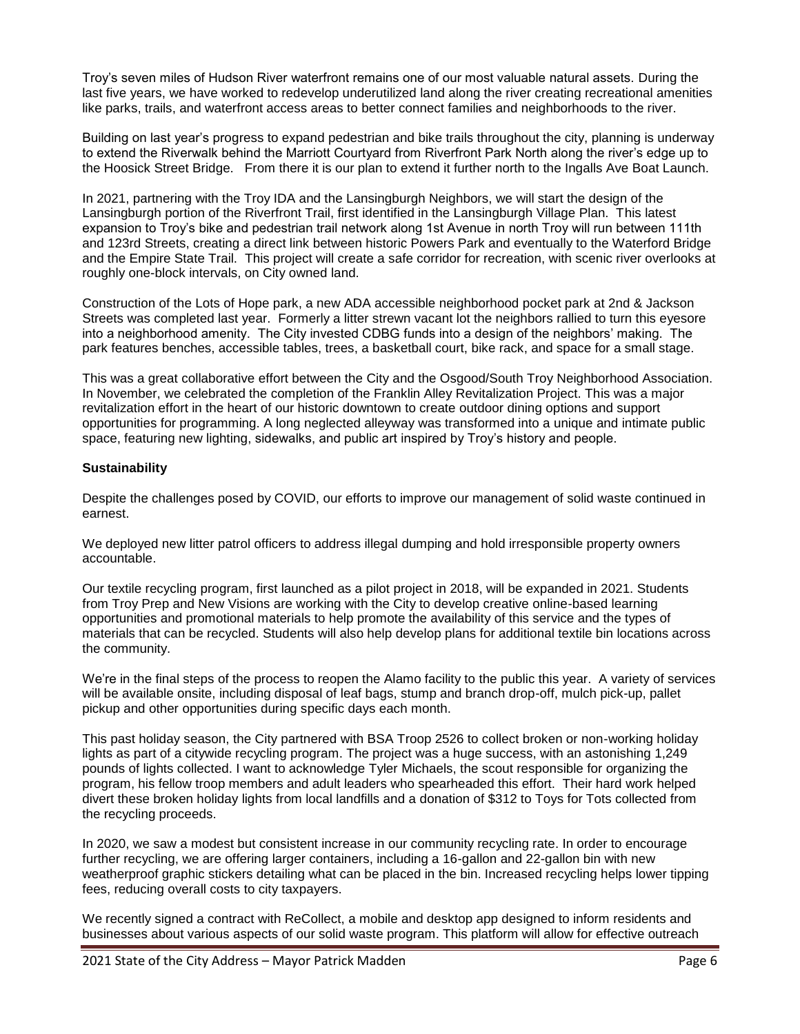Troy's seven miles of Hudson River waterfront remains one of our most valuable natural assets. During the last five years, we have worked to redevelop underutilized land along the river creating recreational amenities like parks, trails, and waterfront access areas to better connect families and neighborhoods to the river.

Building on last year's progress to expand pedestrian and bike trails throughout the city, planning is underway to extend the Riverwalk behind the Marriott Courtyard from Riverfront Park North along the river's edge up to the Hoosick Street Bridge. From there it is our plan to extend it further north to the Ingalls Ave Boat Launch.

In 2021, partnering with the Troy IDA and the Lansingburgh Neighbors, we will start the design of the Lansingburgh portion of the Riverfront Trail, first identified in the Lansingburgh Village Plan. This latest expansion to Troy's bike and pedestrian trail network along 1st Avenue in north Troy will run between 111th and 123rd Streets, creating a direct link between historic Powers Park and eventually to the Waterford Bridge and the Empire State Trail. This project will create a safe corridor for recreation, with scenic river overlooks at roughly one-block intervals, on City owned land.

Construction of the Lots of Hope park, a new ADA accessible neighborhood pocket park at 2nd & Jackson Streets was completed last year. Formerly a litter strewn vacant lot the neighbors rallied to turn this eyesore into a neighborhood amenity. The City invested CDBG funds into a design of the neighbors' making. The park features benches, accessible tables, trees, a basketball court, bike rack, and space for a small stage.

This was a great collaborative effort between the City and the Osgood/South Troy Neighborhood Association. In November, we celebrated the completion of the Franklin Alley Revitalization Project. This was a major revitalization effort in the heart of our historic downtown to create outdoor dining options and support opportunities for programming. A long neglected alleyway was transformed into a unique and intimate public space, featuring new lighting, sidewalks, and public art inspired by Troy's history and people.

**Sustainability**

Despite the challenges posed by COVID, our efforts to improve our management of solid waste continued in earnest.

We deployed new litter patrol officers to address illegal dumping and hold irresponsible property owners accountable.

Our textile recycling program, first launched as a pilot project in 2018, will be expanded in 2021. Students from Troy Prep and New Visions are working with the City to develop creative online-based learning opportunities and promotional materials to help promote the availability of this service and the types of materials that can be recycled. Students will also help develop plans for additional textile bin locations across the community.

We're in the final steps of the process to reopen the Alamo facility to the public this year. A variety of services will be available onsite, including disposal of leaf bags, stump and branch drop-off, mulch pick-up, pallet pickup and other opportunities during specific days each month.

This past holiday season, the City partnered with BSA Troop 2526 to collect broken or non-working holiday lights as part of a citywide recycling program. The project was a huge success, with an astonishing 1,249 pounds of lights collected. I want to acknowledge Tyler Michaels, the scout responsible for organizing the program, his fellow troop members and adult leaders who spearheaded this effort. Their hard work helped divert these broken holiday lights from local landfills and a donation of $312 to Toys for Tots collected from the recycling proceeds.

In 2020, we saw a modest but consistent increase in our community recycling rate. In order to encourage further recycling, we are offering larger containers, including a 16-gallon and 22-gallon bin with new weatherproof graphic stickers detailing what can be placed in the bin. Increased recycling helps lower tipping fees, reducing overall costs to city taxpayers.

We recently signed a contract with ReCollect, a mobile and desktop app designed to inform residents and businesses about various aspects of our solid waste program. This platform will allow for effective outreach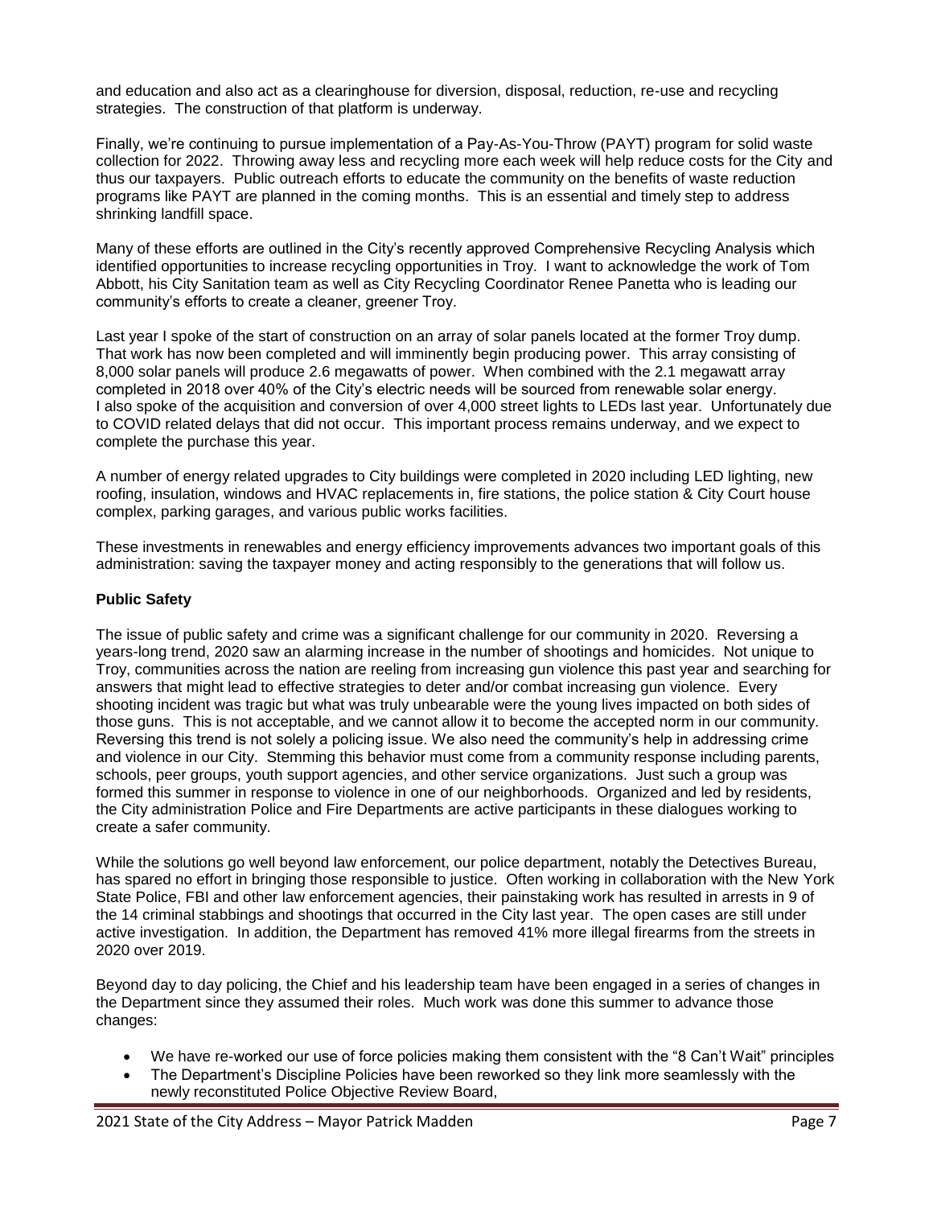and education and also act as a clearinghouse for diversion, disposal, reduction, re-use and recycling strategies. The construction of that platform is underway.

Finally, we're continuing to pursue implementation of a Pay-As-You-Throw (PAYT) program for solid waste collection for 2022. Throwing away less and recycling more each week will help reduce costs for the City and thus our taxpayers. Public outreach efforts to educate the community on the benefits of waste reduction programs like PAYT are planned in the coming months. This is an essential and timely step to address shrinking landfill space.

Many of these efforts are outlined in the City's recently approved Comprehensive Recycling Analysis which identified opportunities to increase recycling opportunities in Troy. I want to acknowledge the work of Tom Abbott, his City Sanitation team as well as City Recycling Coordinator Renee Panetta who is leading our community's efforts to create a cleaner, greener Troy.

Last year I spoke of the start of construction on an array of solar panels located at the former Troy dump. That work has now been completed and will imminently begin producing power. This array consisting of 8,000 solar panels will produce 2.6 megawatts of power. When combined with the 2.1 megawatt array completed in 2018 over 40% of the City's electric needs will be sourced from renewable solar energy. I also spoke of the acquisition and conversion of over 4,000 street lights to LEDs last year. Unfortunately due to COVID related delays that did not occur. This important process remains underway, and we expect to complete the purchase this year.

A number of energy related upgrades to City buildings were completed in 2020 including LED lighting, new roofing, insulation, windows and HVAC replacements in, fire stations, the police station & City Court house complex, parking garages, and various public works facilities.

These investments in renewables and energy efficiency improvements advances two important goals of this administration: saving the taxpayer money and acting responsibly to the generations that will follow us.

**Public Safety**

The issue of public safety and crime was a significant challenge for our community in 2020. Reversing a years-long trend, 2020 saw an alarming increase in the number of shootings and homicides. Not unique to Troy, communities across the nation are reeling from increasing gun violence this past year and searching for answers that might lead to effective strategies to deter and/or combat increasing gun violence. Every shooting incident was tragic but what was truly unbearable were the young lives impacted on both sides of those guns. This is not acceptable, and we cannot allow it to become the accepted norm in our community. Reversing this trend is not solely a policing issue. We also need the community's help in addressing crime and violence in our City. Stemming this behavior must come from a community response including parents, schools, peer groups, youth support agencies, and other service organizations. Just such a group was formed this summer in response to violence in one of our neighborhoods. Organized and led by residents, the City administration Police and Fire Departments are active participants in these dialogues working to create a safer community.

While the solutions go well beyond law enforcement, our police department, notably the Detectives Bureau, has spared no effort in bringing those responsible to justice. Often working in collaboration with the New York State Police, FBI and other law enforcement agencies, their painstaking work has resulted in arrests in 9 of the 14 criminal stabbings and shootings that occurred in the City last year. The open cases are still under active investigation. In addition, the Department has removed 41% more illegal firearms from the streets in 2020 over 2019.

Beyond day to day policing, the Chief and his leadership team have been engaged in a series of changes in the Department since they assumed their roles. Much work was done this summer to advance those changes:

- We have re-worked our use of force policies making them consistent with the "8 Can't Wait" principles
- The Department's Discipline Policies have been reworked so they link more seamlessly with the newly reconstituted Police Objective Review Board,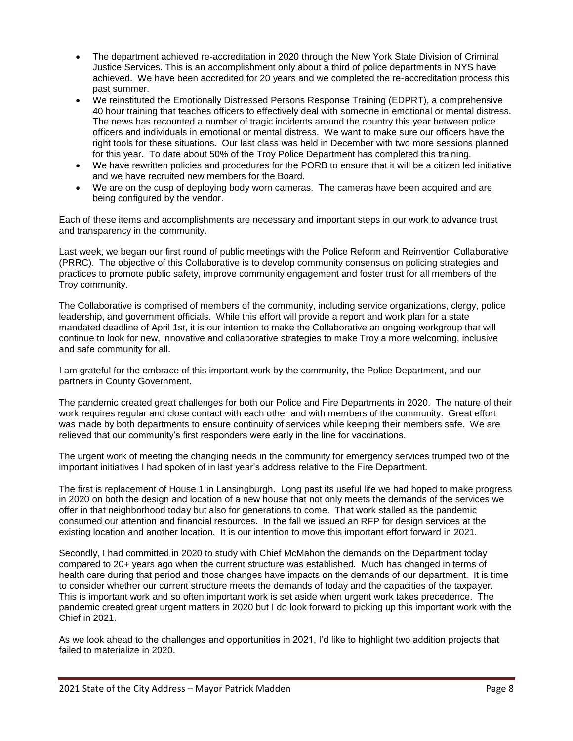- The department achieved re-accreditation in 2020 through the New York State Division of Criminal Justice Services. This is an accomplishment only about a third of police departments in NYS have achieved. We have been accredited for 20 years and we completed the re-accreditation process this past summer.
- We reinstituted the Emotionally Distressed Persons Response Training (EDPRT), a comprehensive 40 hour training that teaches officers to effectively deal with someone in emotional or mental distress. The news has recounted a number of tragic incidents around the country this year between police officers and individuals in emotional or mental distress. We want to make sure our officers have the right tools for these situations. Our last class was held in December with two more sessions planned for this year. To date about 50% of the Troy Police Department has completed this training.
- We have rewritten policies and procedures for the PORB to ensure that it will be a citizen led initiative and we have recruited new members for the Board.
- We are on the cusp of deploying body worn cameras. The cameras have been acquired and are being configured by the vendor.

Each of these items and accomplishments are necessary and important steps in our work to advance trust and transparency in the community.

Last week, we began our first round of public meetings with the Police Reform and Reinvention Collaborative (PRRC). The objective of this Collaborative is to develop community consensus on policing strategies and practices to promote public safety, improve community engagement and foster trust for all members of the Troy community.

The Collaborative is comprised of members of the community, including service organizations, clergy, police leadership, and government officials. While this effort will provide a report and work plan for a state mandated deadline of April 1st, it is our intention to make the Collaborative an ongoing workgroup that will continue to look for new, innovative and collaborative strategies to make Troy a more welcoming, inclusive and safe community for all.

I am grateful for the embrace of this important work by the community, the Police Department, and our partners in County Government.

The pandemic created great challenges for both our Police and Fire Departments in 2020. The nature of their work requires regular and close contact with each other and with members of the community. Great effort was made by both departments to ensure continuity of services while keeping their members safe. We are relieved that our community's first responders were early in the line for vaccinations.

The urgent work of meeting the changing needs in the community for emergency services trumped two of the important initiatives I had spoken of in last year's address relative to the Fire Department.

The first is replacement of House 1 in Lansingburgh. Long past its useful life we had hoped to make progress in 2020 on both the design and location of a new house that not only meets the demands of the services we offer in that neighborhood today but also for generations to come. That work stalled as the pandemic consumed our attention and financial resources. In the fall we issued an RFP for design services at the existing location and another location. It is our intention to move this important effort forward in 2021.

Secondly, I had committed in 2020 to study with Chief McMahon the demands on the Department today compared to 20+ years ago when the current structure was established. Much has changed in terms of health care during that period and those changes have impacts on the demands of our department. It is time to consider whether our current structure meets the demands of today and the capacities of the taxpayer. This is important work and so often important work is set aside when urgent work takes precedence. The pandemic created great urgent matters in 2020 but I do look forward to picking up this important work with the Chief in 2021.

As we look ahead to the challenges and opportunities in 2021, I'd like to highlight two addition projects that failed to materialize in 2020.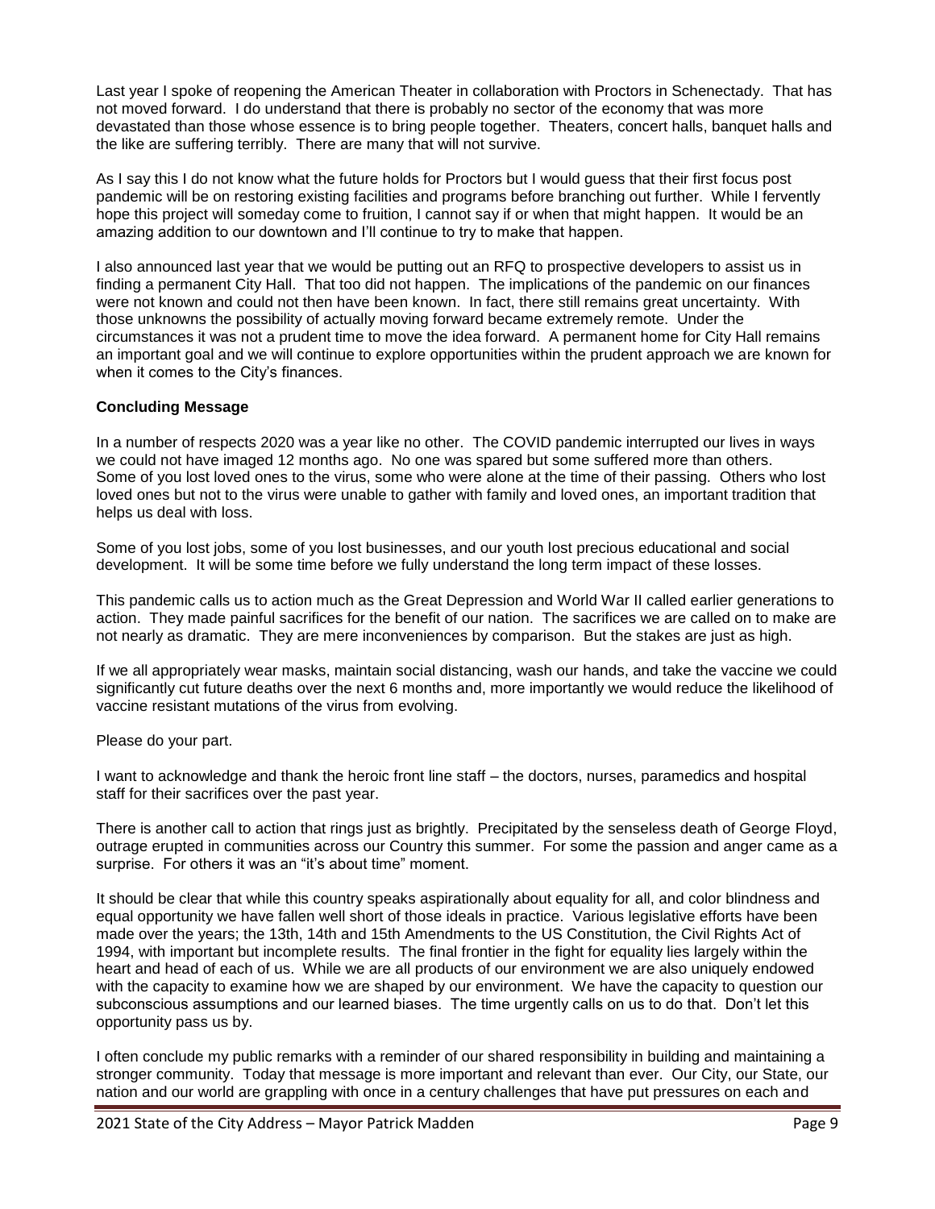Last year I spoke of reopening the American Theater in collaboration with Proctors in Schenectady. That has not moved forward. I do understand that there is probably no sector of the economy that was more devastated than those whose essence is to bring people together. Theaters, concert halls, banquet halls and the like are suffering terribly. There are many that will not survive.

As I say this I do not know what the future holds for Proctors but I would guess that their first focus post pandemic will be on restoring existing facilities and programs before branching out further. While I fervently hope this project will someday come to fruition, I cannot say if or when that might happen. It would be an amazing addition to our downtown and I'll continue to try to make that happen.

I also announced last year that we would be putting out an RFQ to prospective developers to assist us in finding a permanent City Hall. That too did not happen. The implications of the pandemic on our finances were not known and could not then have been known. In fact, there still remains great uncertainty. With those unknowns the possibility of actually moving forward became extremely remote. Under the circumstances it was not a prudent time to move the idea forward. A permanent home for City Hall remains an important goal and we will continue to explore opportunities within the prudent approach we are known for when it comes to the City's finances.

**Concluding Message**

In a number of respects 2020 was a year like no other. The COVID pandemic interrupted our lives in ways we could not have imaged 12 months ago. No one was spared but some suffered more than others. Some of you lost loved ones to the virus, some who were alone at the time of their passing. Others who lost loved ones but not to the virus were unable to gather with family and loved ones, an important tradition that helps us deal with loss.

Some of you lost jobs, some of you lost businesses, and our youth lost precious educational and social development. It will be some time before we fully understand the long term impact of these losses.

This pandemic calls us to action much as the Great Depression and World War II called earlier generations to action. They made painful sacrifices for the benefit of our nation. The sacrifices we are called on to make are not nearly as dramatic. They are mere inconveniences by comparison. But the stakes are just as high.

If we all appropriately wear masks, maintain social distancing, wash our hands, and take the vaccine we could significantly cut future deaths over the next 6 months and, more importantly we would reduce the likelihood of vaccine resistant mutations of the virus from evolving.

Please do your part.

I want to acknowledge and thank the heroic front line staff – the doctors, nurses, paramedics and hospital staff for their sacrifices over the past year.

There is another call to action that rings just as brightly. Precipitated by the senseless death of George Floyd, outrage erupted in communities across our Country this summer. For some the passion and anger came as a surprise. For others it was an "it's about time" moment.

It should be clear that while this country speaks aspirationally about equality for all, and color blindness and equal opportunity we have fallen well short of those ideals in practice. Various legislative efforts have been made over the years; the 13th, 14th and 15th Amendments to the US Constitution, the Civil Rights Act of 1994, with important but incomplete results. The final frontier in the fight for equality lies largely within the heart and head of each of us. While we are all products of our environment we are also uniquely endowed with the capacity to examine how we are shaped by our environment. We have the capacity to question our subconscious assumptions and our learned biases. The time urgently calls on us to do that. Don't let this opportunity pass us by.

I often conclude my public remarks with a reminder of our shared responsibility in building and maintaining a stronger community. Today that message is more important and relevant than ever. Our City, our State, our nation and our world are grappling with once in a century challenges that have put pressures on each and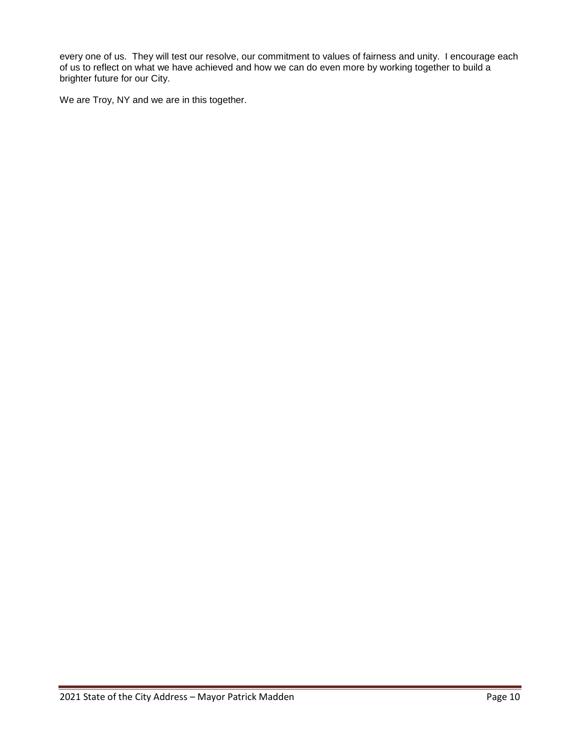every one of us. They will test our resolve, our commitment to values of fairness and unity. I encourage each of us to reflect on what we have achieved and how we can do even more by working together to build a brighter future for our City.

We are Troy, NY and we are in this together.